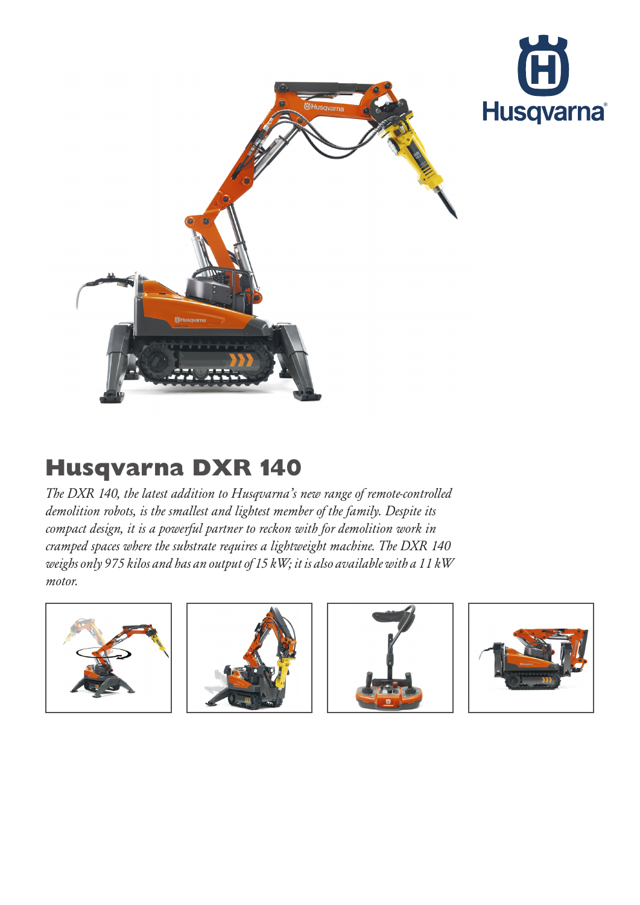# Husqvarna DXR 140

*The DXR 140, the latest addition to Husqvarna's new range of remote-controlled demolition robots, is the smallest and lightest member of the family. Despite its compact design, it is a powerful partner to reckon with for demolition work in cramped spaces where the substrate requires a lightweight machine. The DXR 140 weighs only 975 kilos and has an output of 15 kW; it is also available with a 11 kW motor.*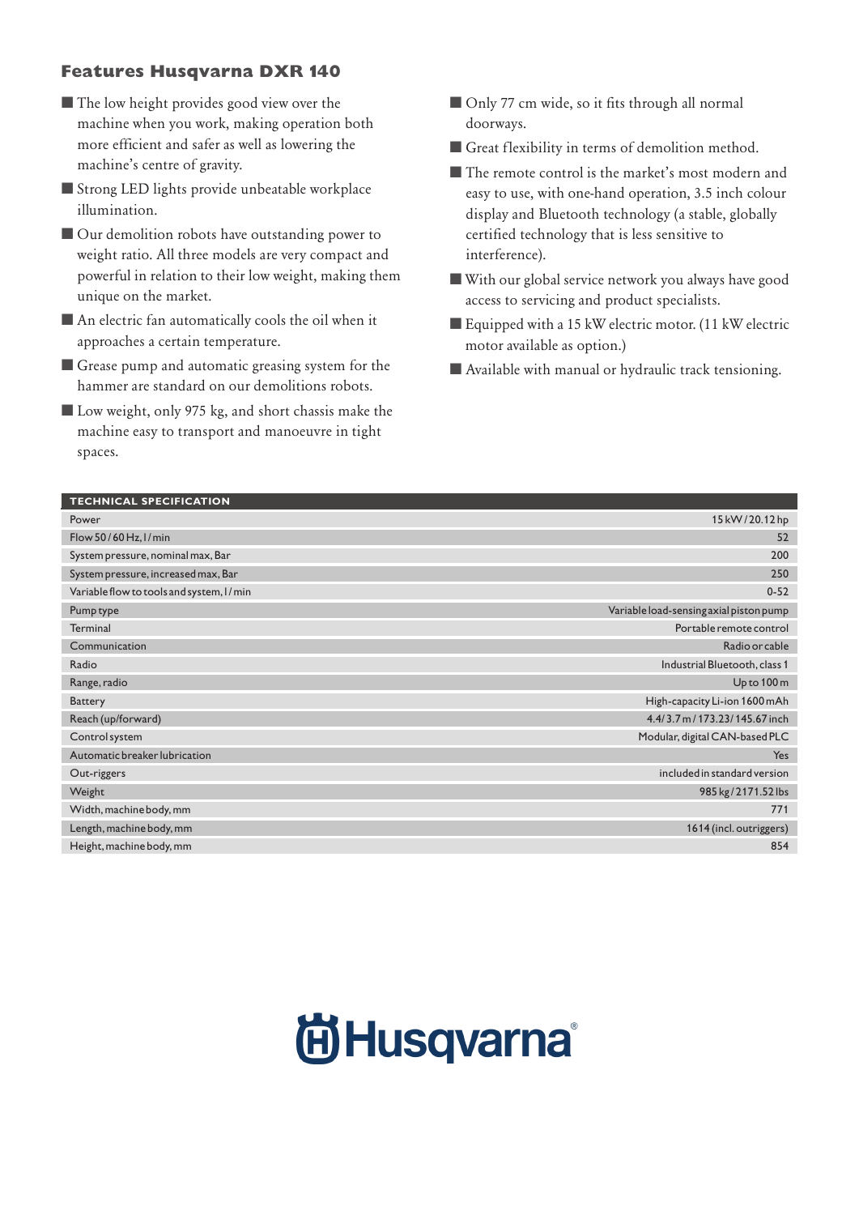## Features Husqvarna DXR 140

- The low height provides good view over the machine when you work, making operation both more efficient and safer as well as lowering the machine's centre of gravity.
- Strong LED lights provide unbeatable workplace illumination.
- Our demolition robots have outstanding power to weight ratio. All three models are very compact and powerful in relation to their low weight, making them unique on the market.
- An electric fan automatically cools the oil when it approaches a certain temperature.
- Grease pump and automatic greasing system for the hammer are standard on our demolitions robots.
- Low weight, only 975 kg, and short chassis make the machine easy to transport and manoeuvre in tight spaces.
- Only 77 cm wide, so it fits through all normal doorways.
- Great flexibility in terms of demolition method.
- The remote control is the market's most modern and easy to use, with one-hand operation, 3.5 inch colour display and Bluetooth technology (a stable, globally certified technology that is less sensitive to interference).
- With our global service network you always have good access to servicing and product specialists.
- Equipped with a 15 kW electric motor. (11 kW electric motor available as option.)
- Available with manual or hydraulic track tensioning.

| TECHNICAL SPECIFICATION | |
|---|---|
| Power | 15 kW / 20.12 hp |
| Flow 50 / 60 Hz, l / min | 52 |
| System pressure, nominal max, Bar | 200 |
| System pressure, increased max, Bar | 250 |
| Variable flow to tools and system, l / min | 0-52 |
| Pump type | Variable load-sensing axial piston pump |
| Terminal | Portable remote control |
| Communication | Radio or cable |
| Radio | Industrial Bluetooth, class 1 |
| Range, radio | Up to 100 m |
| Battery | High-capacity Li-ion 1600 mAh |
| Reach (up/forward) | 4.4/ 3.7 m / 173.23/ 145.67 inch |
| Control system | Modular, digital CAN-based PLC |
| Automatic breaker lubrication | Yes |
| Out-riggers | included in standard version |
| Weight | 985 kg / 2171.52 lbs |
| Width, machine body, mm | 771 |
| Length, machine body, mm | 1614 (incl. outriggers) |
| Height, machine body, mm | 854 |

Husqvarna®